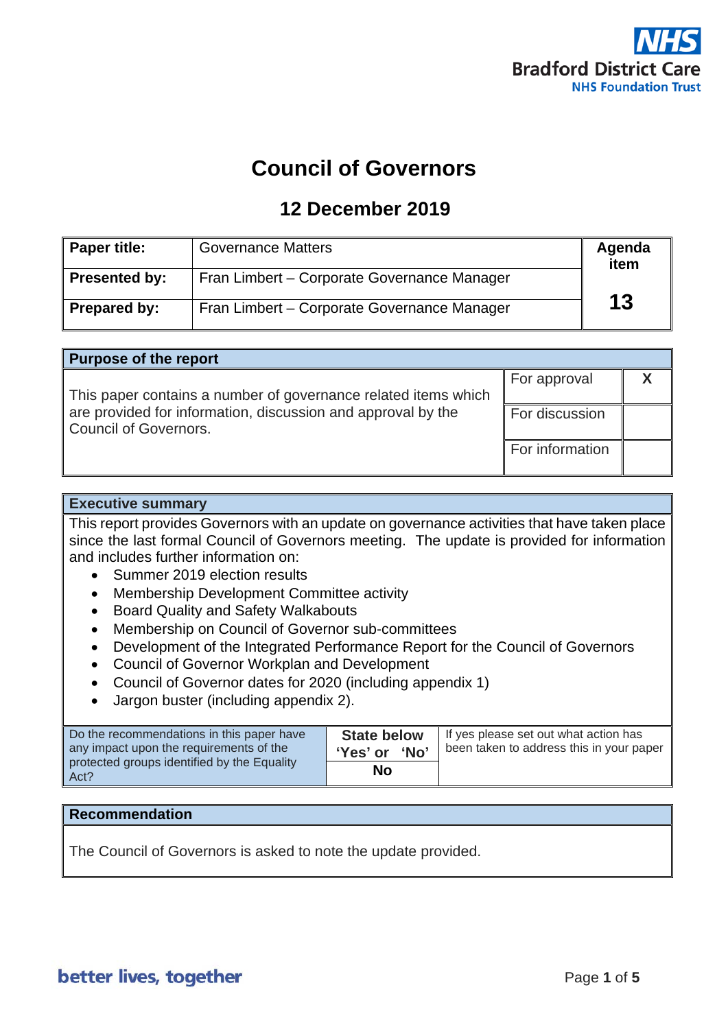Bradford District Care NHS Foundation Trust

# Council of Governors

## 12 December 2019

| | | |
|---|---|---|
| **Paper title:** | Governance Matters | **Agenda item** |
| **Presented by:** | Fran Limbert – Corporate Governance Manager | **13** |
| **Prepared by:** | Fran Limbert – Corporate Governance Manager | |

| **Purpose of the report** | | |
|---|---|---|
| This paper contains a number of governance related items which are provided for information, discussion and approval by the Council of Governors. | For approval | X |
| | For discussion | |
| | For information | |

**Executive summary**

This report provides Governors with an update on governance activities that have taken place since the last formal Council of Governors meeting. The update is provided for information and includes further information on:

- Summer 2019 election results
- Membership Development Committee activity
- Board Quality and Safety Walkabouts
- Membership on Council of Governor sub-committees
- Development of the Integrated Performance Report for the Council of Governors
- Council of Governor Workplan and Development
- Council of Governor dates for 2020 (including appendix 1)
- Jargon buster (including appendix 2).

| Do the recommendations in this paper have any impact upon the requirements of the protected groups identified by the Equality Act? | **State below 'Yes' or 'No'** | If yes please set out what action has been taken to address this in your paper |
|---|---|---|
| | **No** | |

**Recommendation**

The Council of Governors is asked to note the update provided.

better lives, together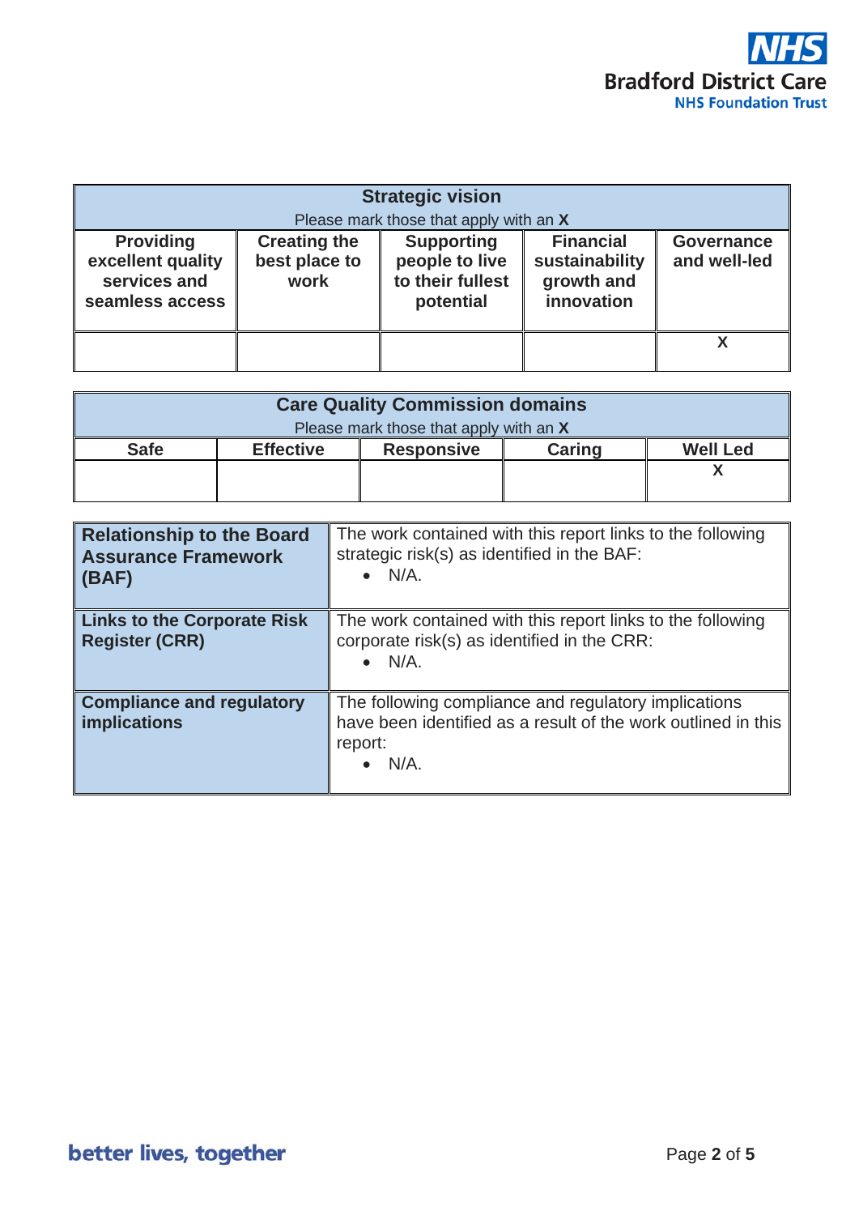| Strategic vision<br>Please mark those that apply with an **X** | | | | |
|---|---|---|---|---|
| **Providing excellent quality services and seamless access** | **Creating the best place to work** | **Supporting people to live to their fullest potential** | **Financial sustainability growth and innovation** | **Governance and well-led** |
| | | | | **X** |

| Care Quality Commission domains<br>Please mark those that apply with an **X** | | | | |
|---|---|---|---|---|
| **Safe** | **Effective** | **Responsive** | **Caring** | **Well Led** |
| | | | | **X** |

| | |
|---|---|
| **Relationship to the Board Assurance Framework (BAF)** | The work contained with this report links to the following strategic risk(s) as identified in the BAF:<br>• N/A. |
| **Links to the Corporate Risk Register (CRR)** | The work contained with this report links to the following corporate risk(s) as identified in the CRR:<br>• N/A. |
| **Compliance and regulatory implications** | The following compliance and regulatory implications have been identified as a result of the work outlined in this report:<br>• N/A. |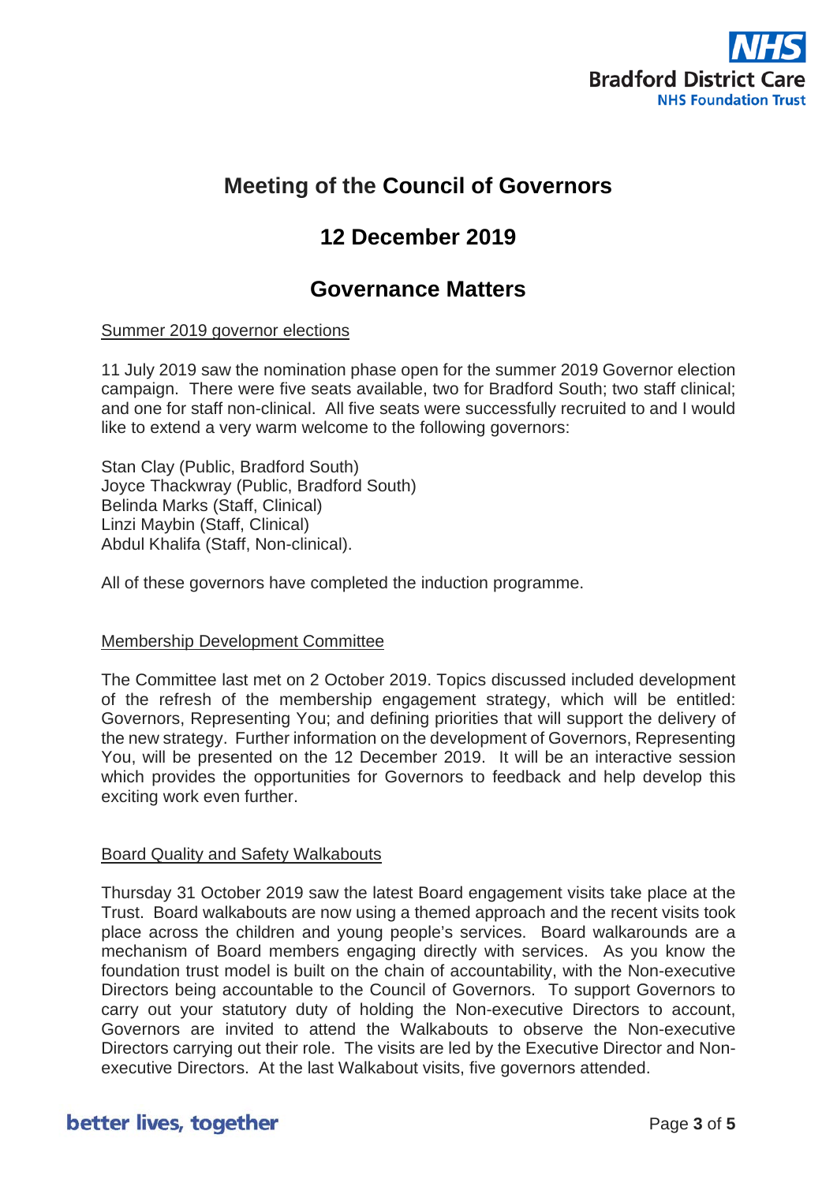# Meeting of the Council of Governors

## 12 December 2019

## Governance Matters

<u>Summer 2019 governor elections</u>

11 July 2019 saw the nomination phase open for the summer 2019 Governor election campaign. There were five seats available, two for Bradford South; two staff clinical; and one for staff non-clinical. All five seats were successfully recruited to and I would like to extend a very warm welcome to the following governors:

Stan Clay (Public, Bradford South)
Joyce Thackwray (Public, Bradford South)
Belinda Marks (Staff, Clinical)
Linzi Maybin (Staff, Clinical)
Abdul Khalifa (Staff, Non-clinical).

All of these governors have completed the induction programme.

<u>Membership Development Committee</u>

The Committee last met on 2 October 2019. Topics discussed included development of the refresh of the membership engagement strategy, which will be entitled: Governors, Representing You; and defining priorities that will support the delivery of the new strategy. Further information on the development of Governors, Representing You, will be presented on the 12 December 2019. It will be an interactive session which provides the opportunities for Governors to feedback and help develop this exciting work even further.

<u>Board Quality and Safety Walkabouts</u>

Thursday 31 October 2019 saw the latest Board engagement visits take place at the Trust. Board walkabouts are now using a themed approach and the recent visits took place across the children and young people's services. Board walkarounds are a mechanism of Board members engaging directly with services. As you know the foundation trust model is built on the chain of accountability, with the Non-executive Directors being accountable to the Council of Governors. To support Governors to carry out your statutory duty of holding the Non-executive Directors to account, Governors are invited to attend the Walkabouts to observe the Non-executive Directors carrying out their role. The visits are led by the Executive Director and Non-executive Directors. At the last Walkabout visits, five governors attended.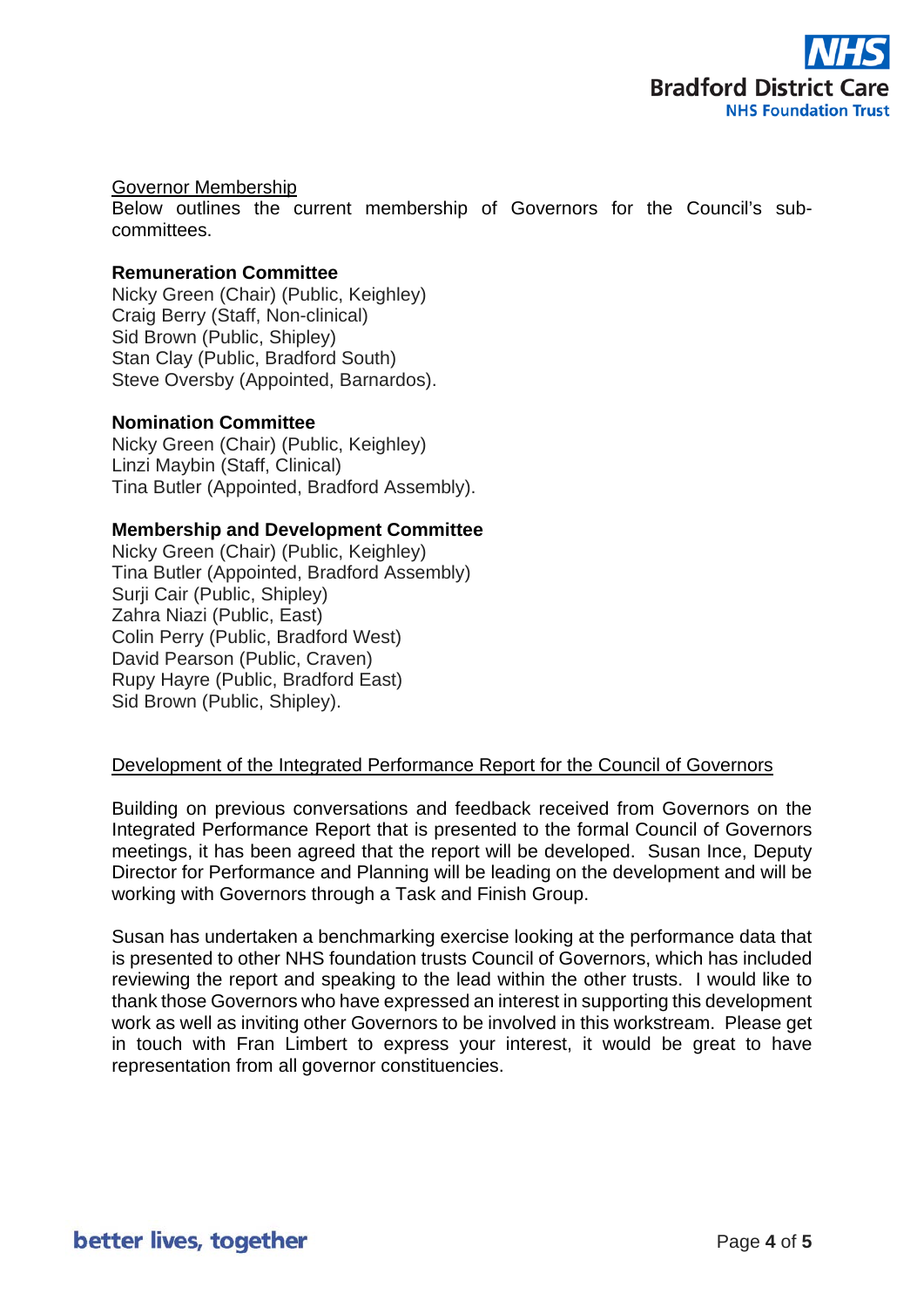Governor Membership

Below outlines the current membership of Governors for the Council's sub-committees.

**Remuneration Committee**

Nicky Green (Chair) (Public, Keighley)
Craig Berry (Staff, Non-clinical)
Sid Brown (Public, Shipley)
Stan Clay (Public, Bradford South)
Steve Oversby (Appointed, Barnardos).

**Nomination Committee**

Nicky Green (Chair) (Public, Keighley)
Linzi Maybin (Staff, Clinical)
Tina Butler (Appointed, Bradford Assembly).

**Membership and Development Committee**

Nicky Green (Chair) (Public, Keighley)
Tina Butler (Appointed, Bradford Assembly)
Surji Cair (Public, Shipley)
Zahra Niazi (Public, East)
Colin Perry (Public, Bradford West)
David Pearson (Public, Craven)
Rupy Hayre (Public, Bradford East)
Sid Brown (Public, Shipley).

Development of the Integrated Performance Report for the Council of Governors

Building on previous conversations and feedback received from Governors on the Integrated Performance Report that is presented to the formal Council of Governors meetings, it has been agreed that the report will be developed. Susan Ince, Deputy Director for Performance and Planning will be leading on the development and will be working with Governors through a Task and Finish Group.

Susan has undertaken a benchmarking exercise looking at the performance data that is presented to other NHS foundation trusts Council of Governors, which has included reviewing the report and speaking to the lead within the other trusts. I would like to thank those Governors who have expressed an interest in supporting this development work as well as inviting other Governors to be involved in this workstream. Please get in touch with Fran Limbert to express your interest, it would be great to have representation from all governor constituencies.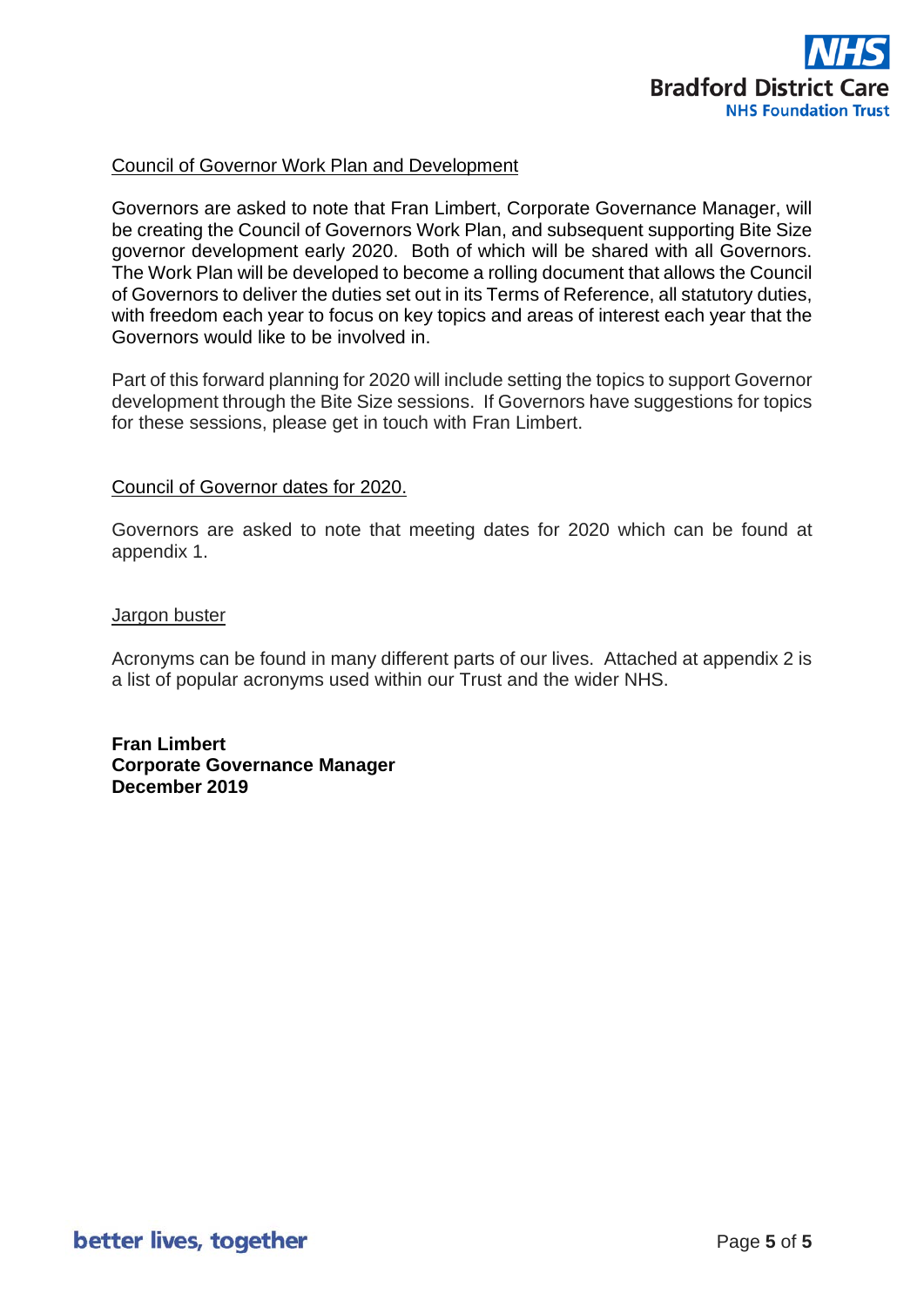Council of Governor Work Plan and Development

Governors are asked to note that Fran Limbert, Corporate Governance Manager, will be creating the Council of Governors Work Plan, and subsequent supporting Bite Size governor development early 2020. Both of which will be shared with all Governors. The Work Plan will be developed to become a rolling document that allows the Council of Governors to deliver the duties set out in its Terms of Reference, all statutory duties, with freedom each year to focus on key topics and areas of interest each year that the Governors would like to be involved in.

Part of this forward planning for 2020 will include setting the topics to support Governor development through the Bite Size sessions. If Governors have suggestions for topics for these sessions, please get in touch with Fran Limbert.

Council of Governor dates for 2020.

Governors are asked to note that meeting dates for 2020 which can be found at appendix 1.

Jargon buster

Acronyms can be found in many different parts of our lives. Attached at appendix 2 is a list of popular acronyms used within our Trust and the wider NHS.

**Fran Limbert**
**Corporate Governance Manager**
**December 2019**